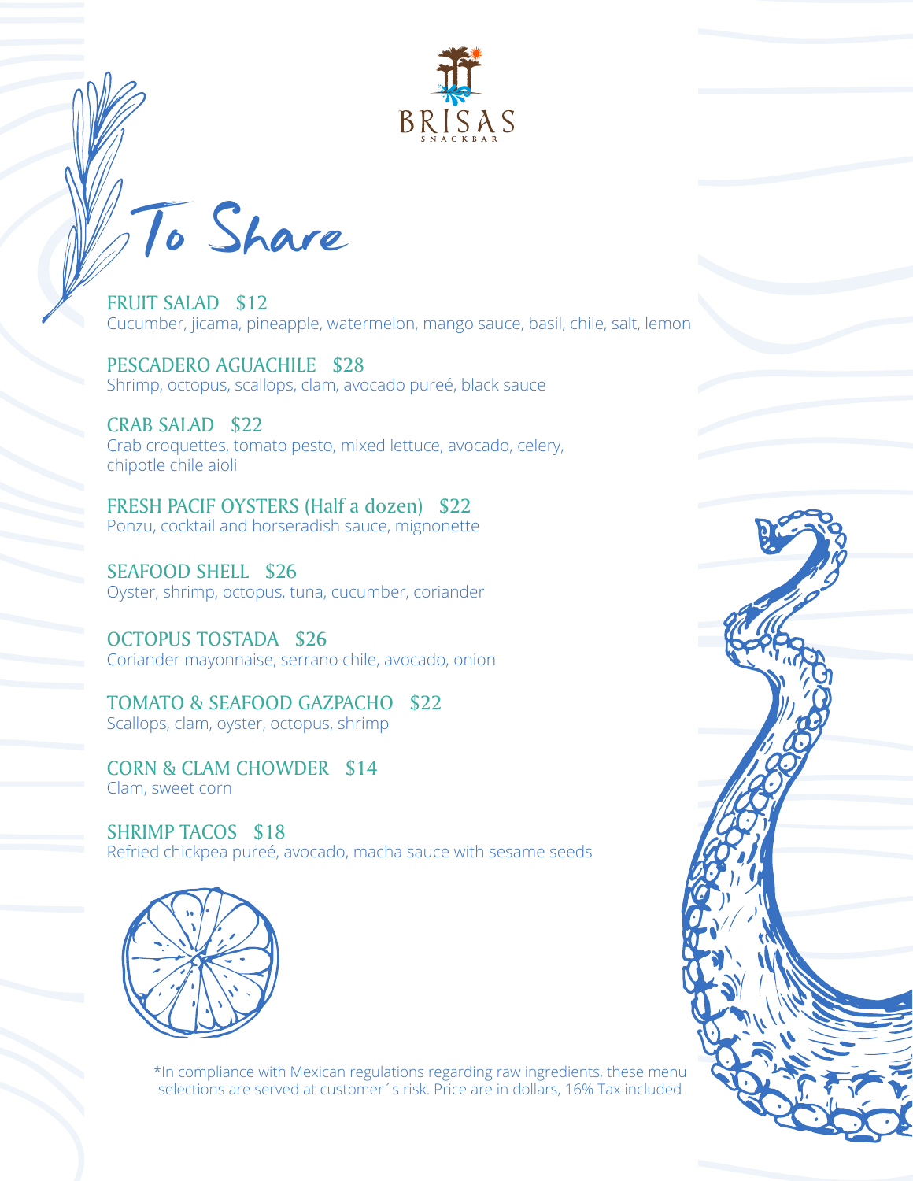BRISAS
SNACKBAR

# To Share

**FRUIT SALAD $12**
Cucumber, jicama, pineapple, watermelon, mango sauce, basil, chile, salt, lemon

**PESCADERO AGUACHILE $28**
Shrimp, octopus, scallops, clam, avocado pureé, black sauce

**CRAB SALAD $22**
Crab croquettes, tomato pesto, mixed lettuce, avocado, celery, chipotle chile aioli

**FRESH PACIF OYSTERS (Half a dozen) $22**
Ponzu, cocktail and horseradish sauce, mignonette

**SEAFOOD SHELL $26**
Oyster, shrimp, octopus, tuna, cucumber, coriander

**OCTOPUS TOSTADA $26**
Coriander mayonnaise, serrano chile, avocado, onion

**TOMATO & SEAFOOD GAZPACHO $22**
Scallops, clam, oyster, octopus, shrimp

**CORN & CLAM CHOWDER $14**
Clam, sweet corn

**SHRIMP TACOS $18**
Refried chickpea pureé, avocado, macha sauce with sesame seeds

*In compliance with Mexican regulations regarding raw ingredients, these menu selections are served at customer´s risk. Price are in dollars, 16% Tax included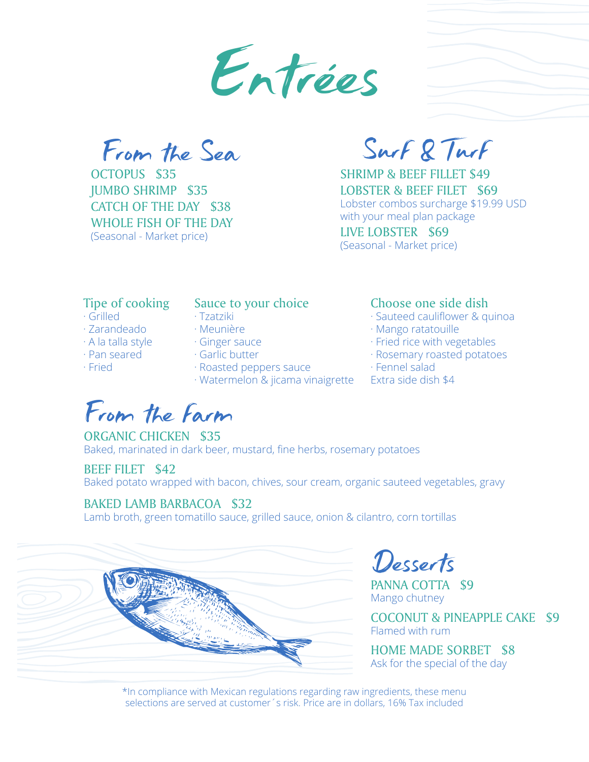# Entrées

## From the Sea

OCTOPUS $35
JUMBO SHRIMP $35
CATCH OF THE DAY $38
WHOLE FISH OF THE DAY
(Seasonal - Market price)

## Surf & Turf

SHRIMP & BEEF FILLET $49
LOBSTER & BEEF FILET $69
Lobster combos surcharge $19.99 USD with your meal plan package
LIVE LOBSTER $69
(Seasonal - Market price)

### Tipe of cooking

- Grilled
- Zarandeado
- A la talla style
- Pan seared
- Fried

### Sauce to your choice

- Tzatziki
- Meunière
- Ginger sauce
- Garlic butter
- Roasted peppers sauce
- Watermelon & jicama vinaigrette

### Choose one side dish

- Sauteed cauliflower & quinoa
- Mango ratatouille
- Fried rice with vegetables
- Rosemary roasted potatoes
- Fennel salad

Extra side dish $4

## From the Farm

ORGANIC CHICKEN $35
Baked, marinated in dark beer, mustard, fine herbs, rosemary potatoes

BEEF FILET $42
Baked potato wrapped with bacon, chives, sour cream, organic sauteed vegetables, gravy

BAKED LAMB BARBACOA $32
Lamb broth, green tomatillo sauce, grilled sauce, onion & cilantro, corn tortillas

## Desserts

PANNA COTTA $9
Mango chutney

COCONUT & PINEAPPLE CAKE $9
Flamed with rum

HOME MADE SORBET $8
Ask for the special of the day

*In compliance with Mexican regulations regarding raw ingredients, these menu selections are served at customer´s risk. Price are in dollars, 16% Tax included